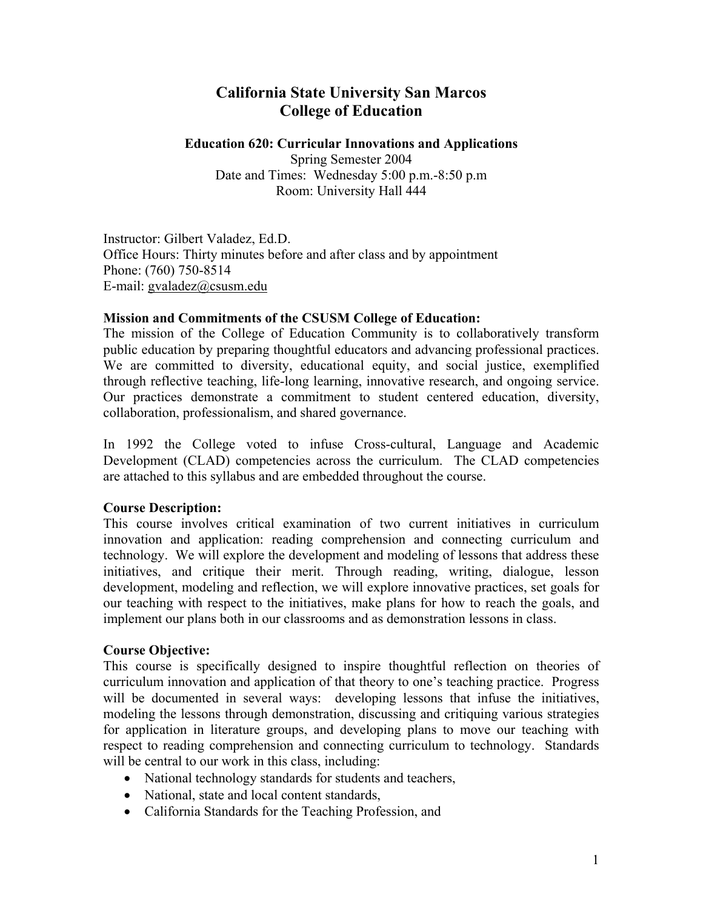# California State University San Marcos
# College of Education

### Education 620: Curricular Innovations and Applications

Spring Semester 2004
Date and Times: Wednesday 5:00 p.m.-8:50 p.m
Room: University Hall 444

Instructor: Gilbert Valadez, Ed.D.
Office Hours: Thirty minutes before and after class and by appointment
Phone: (760) 750-8514
E-mail: gvaladez@csusm.edu

**Mission and Commitments of the CSUSM College of Education:**
The mission of the College of Education Community is to collaboratively transform public education by preparing thoughtful educators and advancing professional practices. We are committed to diversity, educational equity, and social justice, exemplified through reflective teaching, life-long learning, innovative research, and ongoing service. Our practices demonstrate a commitment to student centered education, diversity, collaboration, professionalism, and shared governance.

In 1992 the College voted to infuse Cross-cultural, Language and Academic Development (CLAD) competencies across the curriculum. The CLAD competencies are attached to this syllabus and are embedded throughout the course.

**Course Description:**
This course involves critical examination of two current initiatives in curriculum innovation and application: reading comprehension and connecting curriculum and technology. We will explore the development and modeling of lessons that address these initiatives, and critique their merit. Through reading, writing, dialogue, lesson development, modeling and reflection, we will explore innovative practices, set goals for our teaching with respect to the initiatives, make plans for how to reach the goals, and implement our plans both in our classrooms and as demonstration lessons in class.

**Course Objective:**
This course is specifically designed to inspire thoughtful reflection on theories of curriculum innovation and application of that theory to one's teaching practice. Progress will be documented in several ways: developing lessons that infuse the initiatives, modeling the lessons through demonstration, discussing and critiquing various strategies for application in literature groups, and developing plans to move our teaching with respect to reading comprehension and connecting curriculum to technology. Standards will be central to our work in this class, including:

- National technology standards for students and teachers,
- National, state and local content standards,
- California Standards for the Teaching Profession, and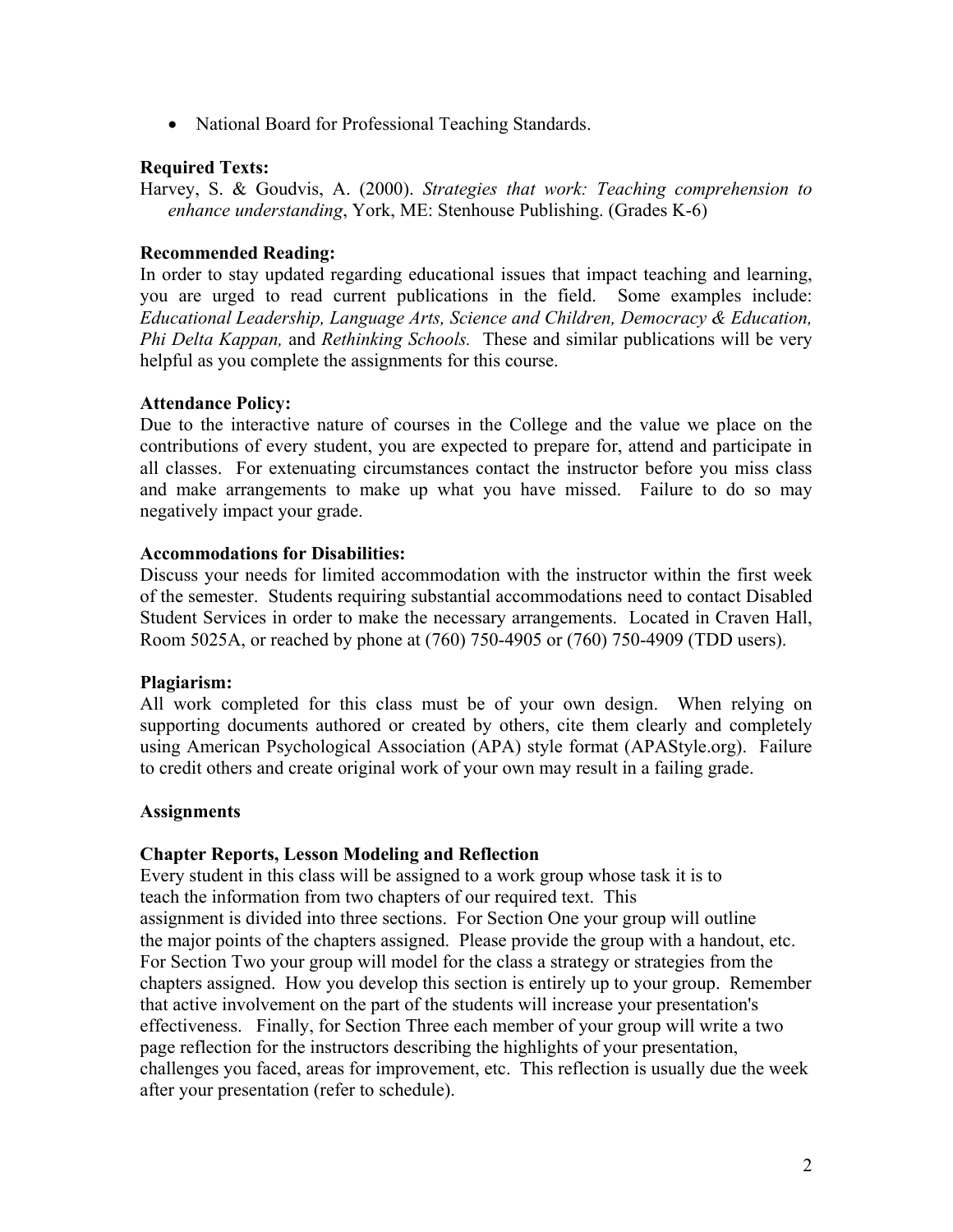- National Board for Professional Teaching Standards.

**Required Texts:**

Harvey, S. & Goudvis, A. (2000). *Strategies that work: Teaching comprehension to enhance understanding*, York, ME: Stenhouse Publishing. (Grades K-6)

**Recommended Reading:**

In order to stay updated regarding educational issues that impact teaching and learning, you are urged to read current publications in the field. Some examples include: *Educational Leadership, Language Arts, Science and Children, Democracy & Education, Phi Delta Kappan,* and *Rethinking Schools.* These and similar publications will be very helpful as you complete the assignments for this course.

**Attendance Policy:**

Due to the interactive nature of courses in the College and the value we place on the contributions of every student, you are expected to prepare for, attend and participate in all classes. For extenuating circumstances contact the instructor before you miss class and make arrangements to make up what you have missed. Failure to do so may negatively impact your grade.

**Accommodations for Disabilities:**

Discuss your needs for limited accommodation with the instructor within the first week of the semester. Students requiring substantial accommodations need to contact Disabled Student Services in order to make the necessary arrangements. Located in Craven Hall, Room 5025A, or reached by phone at (760) 750-4905 or (760) 750-4909 (TDD users).

**Plagiarism:**

All work completed for this class must be of your own design. When relying on supporting documents authored or created by others, cite them clearly and completely using American Psychological Association (APA) style format (APAStyle.org). Failure to credit others and create original work of your own may result in a failing grade.

**Assignments**

**Chapter Reports, Lesson Modeling and Reflection**

Every student in this class will be assigned to a work group whose task it is to teach the information from two chapters of our required text. This assignment is divided into three sections. For Section One your group will outline the major points of the chapters assigned. Please provide the group with a handout, etc. For Section Two your group will model for the class a strategy or strategies from the chapters assigned. How you develop this section is entirely up to your group. Remember that active involvement on the part of the students will increase your presentation's effectiveness. Finally, for Section Three each member of your group will write a two page reflection for the instructors describing the highlights of your presentation, challenges you faced, areas for improvement, etc. This reflection is usually due the week after your presentation (refer to schedule).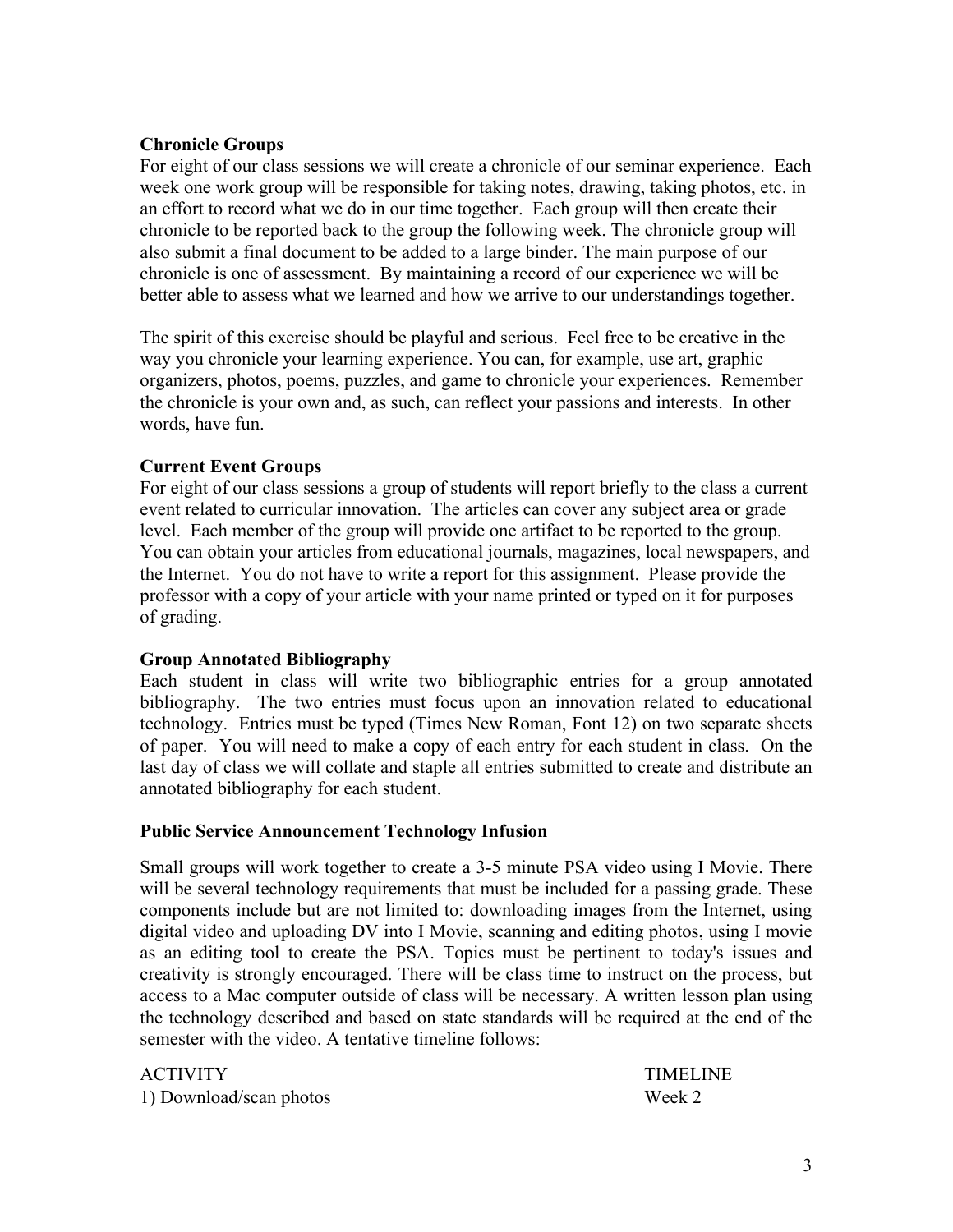**Chronicle Groups**

For eight of our class sessions we will create a chronicle of our seminar experience. Each week one work group will be responsible for taking notes, drawing, taking photos, etc. in an effort to record what we do in our time together. Each group will then create their chronicle to be reported back to the group the following week. The chronicle group will also submit a final document to be added to a large binder. The main purpose of our chronicle is one of assessment. By maintaining a record of our experience we will be better able to assess what we learned and how we arrive to our understandings together.

The spirit of this exercise should be playful and serious. Feel free to be creative in the way you chronicle your learning experience. You can, for example, use art, graphic organizers, photos, poems, puzzles, and game to chronicle your experiences. Remember the chronicle is your own and, as such, can reflect your passions and interests. In other words, have fun.

**Current Event Groups**

For eight of our class sessions a group of students will report briefly to the class a current event related to curricular innovation. The articles can cover any subject area or grade level. Each member of the group will provide one artifact to be reported to the group. You can obtain your articles from educational journals, magazines, local newspapers, and the Internet. You do not have to write a report for this assignment. Please provide the professor with a copy of your article with your name printed or typed on it for purposes of grading.

**Group Annotated Bibliography**

Each student in class will write two bibliographic entries for a group annotated bibliography. The two entries must focus upon an innovation related to educational technology. Entries must be typed (Times New Roman, Font 12) on two separate sheets of paper. You will need to make a copy of each entry for each student in class. On the last day of class we will collate and staple all entries submitted to create and distribute an annotated bibliography for each student.

**Public Service Announcement Technology Infusion**

Small groups will work together to create a 3-5 minute PSA video using I Movie. There will be several technology requirements that must be included for a passing grade. These components include but are not limited to: downloading images from the Internet, using digital video and uploading DV into I Movie, scanning and editing photos, using I movie as an editing tool to create the PSA. Topics must be pertinent to today's issues and creativity is strongly encouraged. There will be class time to instruct on the process, but access to a Mac computer outside of class will be necessary. A written lesson plan using the technology described and based on state standards will be required at the end of the semester with the video. A tentative timeline follows:

| ACTIVITY | TIMELINE |
|---|---|
| 1) Download/scan photos | Week 2 |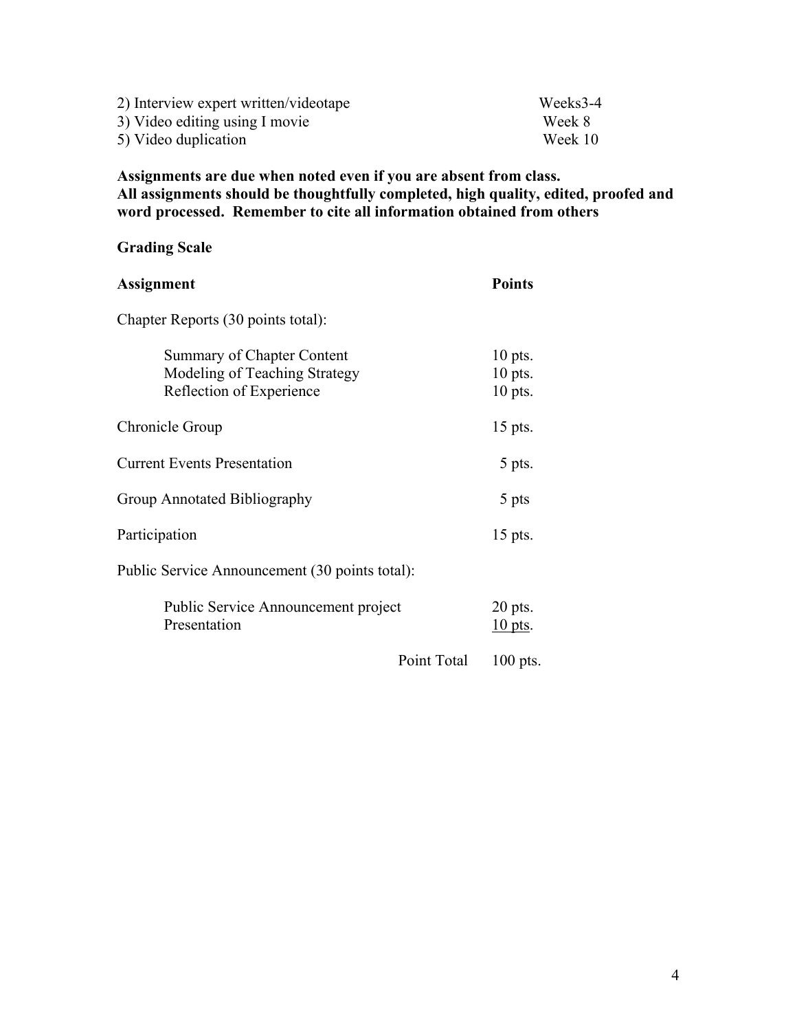| | |
|---|---|
| 2) Interview expert written/videotape | Weeks3-4 |
| 3) Video editing using I movie | Week 8 |
| 5) Video duplication | Week 10 |

**Assignments are due when noted even if you are absent from class.**
**All assignments should be thoughtfully completed, high quality, edited, proofed and word processed. Remember to cite all information obtained from others**

**Grading Scale**

| **Assignment** | **Points** |
|---|---|
| Chapter Reports (30 points total): | |
| Summary of Chapter Content | 10 pts. |
| Modeling of Teaching Strategy | 10 pts. |
| Reflection of Experience | 10 pts. |
| Chronicle Group | 15 pts. |
| Current Events Presentation | 5 pts. |
| Group Annotated Bibliography | 5 pts |
| Participation | 15 pts. |
| Public Service Announcement (30 points total): | |
| Public Service Announcement project | 20 pts. |
| Presentation | 10 pts. |
| Point Total | 100 pts. |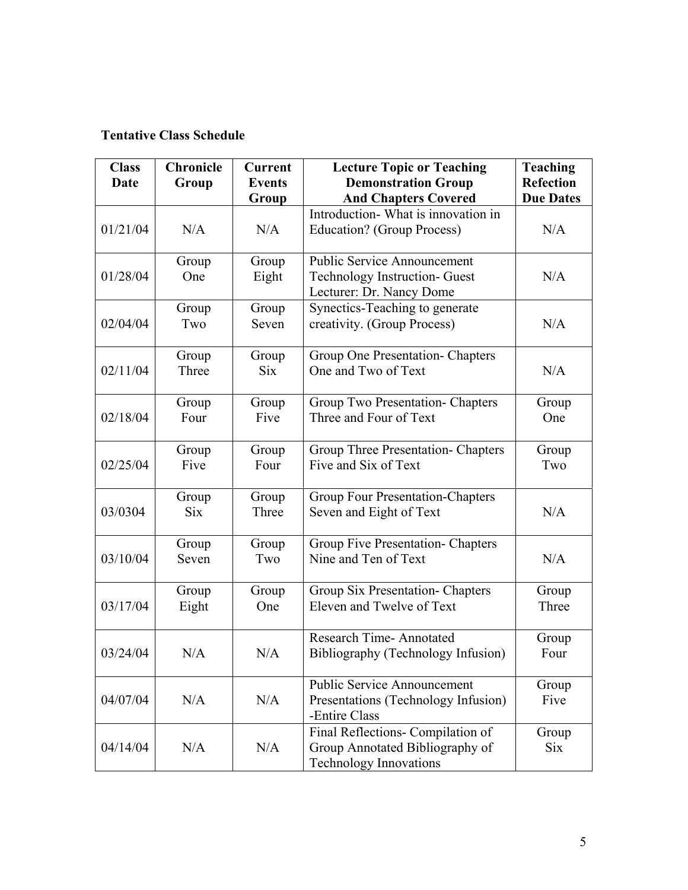**Tentative Class Schedule**

| Class Date | Chronicle Group | Current Events Group | Lecture Topic or Teaching Demonstration Group And Chapters Covered | Teaching Refection Due Dates |
|---|---|---|---|---|
| 01/21/04 | N/A | N/A | Introduction- What is innovation in Education? (Group Process) | N/A |
| 01/28/04 | Group One | Group Eight | Public Service Announcement Technology Instruction- Guest Lecturer: Dr. Nancy Dome | N/A |
| 02/04/04 | Group Two | Group Seven | Synectics-Teaching to generate creativity. (Group Process) | N/A |
| 02/11/04 | Group Three | Group Six | Group One Presentation- Chapters One and Two of Text | N/A |
| 02/18/04 | Group Four | Group Five | Group Two Presentation- Chapters Three and Four of Text | Group One |
| 02/25/04 | Group Five | Group Four | Group Three Presentation- Chapters Five and Six of Text | Group Two |
| 03/0304 | Group Six | Group Three | Group Four Presentation-Chapters Seven and Eight of Text | N/A |
| 03/10/04 | Group Seven | Group Two | Group Five Presentation- Chapters Nine and Ten of Text | N/A |
| 03/17/04 | Group Eight | Group One | Group Six Presentation- Chapters Eleven and Twelve of Text | Group Three |
| 03/24/04 | N/A | N/A | Research Time- Annotated Bibliography (Technology Infusion) | Group Four |
| 04/07/04 | N/A | N/A | Public Service Announcement Presentations (Technology Infusion) -Entire Class | Group Five |
| 04/14/04 | N/A | N/A | Final Reflections- Compilation of Group Annotated Bibliography of Technology Innovations | Group Six |